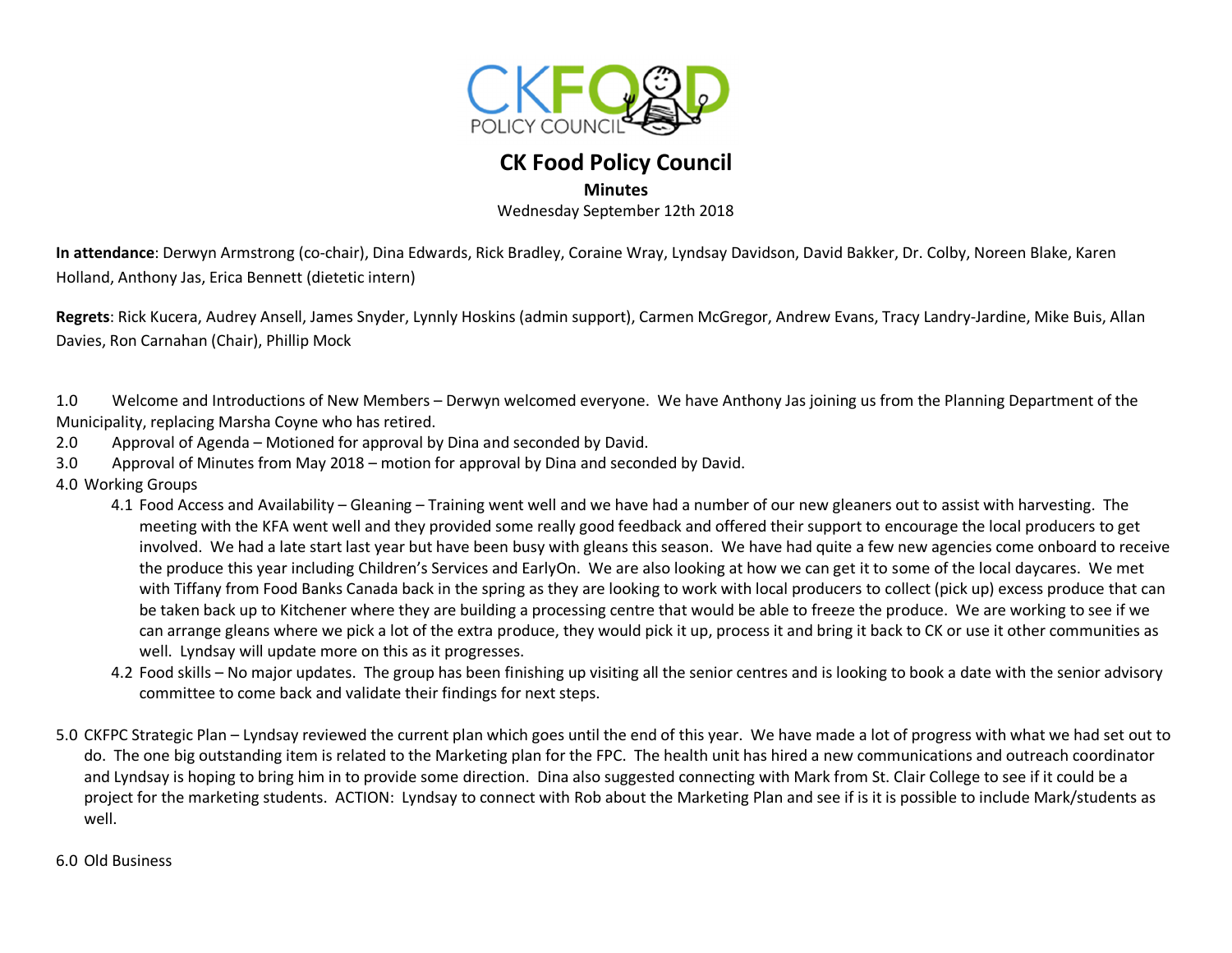# CK Food Policy Council

**Minutes**

Wednesday September 12th 2018

**In attendance**: Derwyn Armstrong (co-chair), Dina Edwards, Rick Bradley, Coraine Wray, Lyndsay Davidson, David Bakker, Dr. Colby, Noreen Blake, Karen Holland, Anthony Jas, Erica Bennett (dietetic intern)

**Regrets**: Rick Kucera, Audrey Ansell, James Snyder, Lynnly Hoskins (admin support), Carmen McGregor, Andrew Evans, Tracy Landry-Jardine, Mike Buis, Allan Davies, Ron Carnahan (Chair), Phillip Mock

1.0 Welcome and Introductions of New Members – Derwyn welcomed everyone. We have Anthony Jas joining us from the Planning Department of the Municipality, replacing Marsha Coyne who has retired.

2.0 Approval of Agenda – Motioned for approval by Dina and seconded by David.

3.0 Approval of Minutes from May 2018 – motion for approval by Dina and seconded by David.

4.0 Working Groups

- 4.1 Food Access and Availability – Gleaning – Training went well and we have had a number of our new gleaners out to assist with harvesting. The meeting with the KFA went well and they provided some really good feedback and offered their support to encourage the local producers to get involved. We had a late start last year but have been busy with gleans this season. We have had quite a few new agencies come onboard to receive the produce this year including Children's Services and EarlyOn. We are also looking at how we can get it to some of the local daycares. We met with Tiffany from Food Banks Canada back in the spring as they are looking to work with local producers to collect (pick up) excess produce that can be taken back up to Kitchener where they are building a processing centre that would be able to freeze the produce. We are working to see if we can arrange gleans where we pick a lot of the extra produce, they would pick it up, process it and bring it back to CK or use it other communities as well. Lyndsay will update more on this as it progresses.
- 4.2 Food skills – No major updates. The group has been finishing up visiting all the senior centres and is looking to book a date with the senior advisory committee to come back and validate their findings for next steps.

5.0 CKFPC Strategic Plan – Lyndsay reviewed the current plan which goes until the end of this year. We have made a lot of progress with what we had set out to do. The one big outstanding item is related to the Marketing plan for the FPC. The health unit has hired a new communications and outreach coordinator and Lyndsay is hoping to bring him in to provide some direction. Dina also suggested connecting with Mark from St. Clair College to see if it could be a project for the marketing students. ACTION: Lyndsay to connect with Rob about the Marketing Plan and see if is it is possible to include Mark/students as well.

6.0 Old Business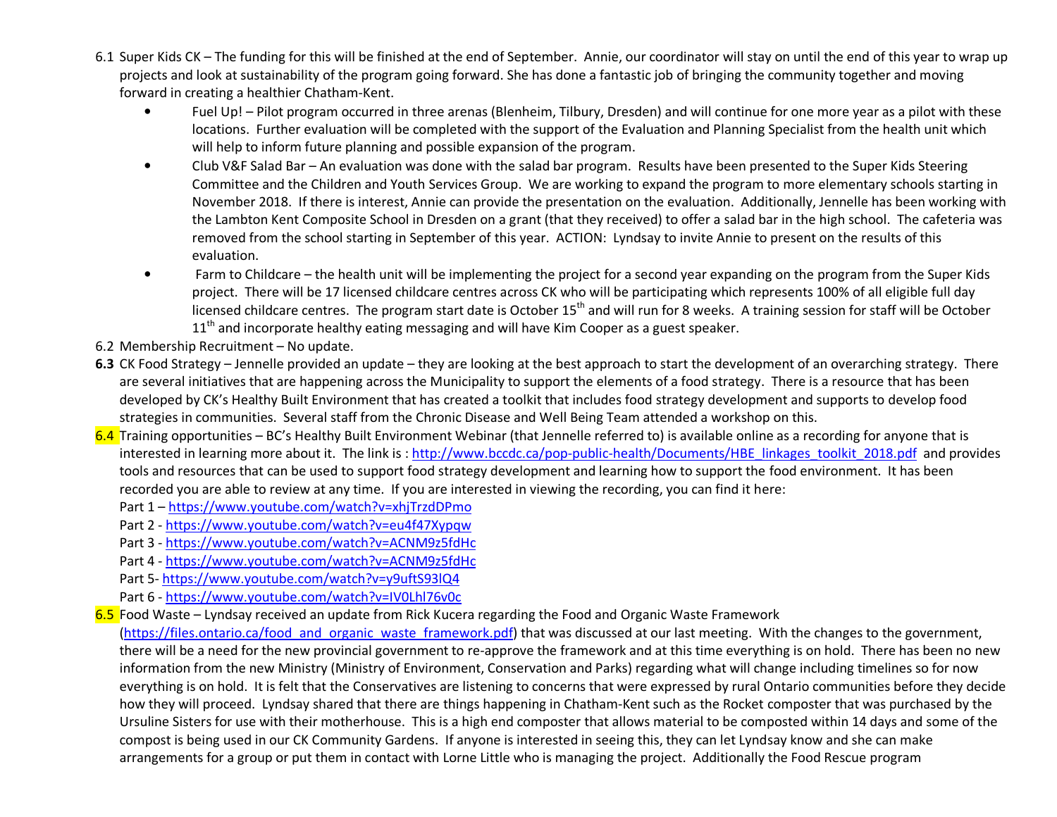6.1 Super Kids CK – The funding for this will be finished at the end of September. Annie, our coordinator will stay on until the end of this year to wrap up projects and look at sustainability of the program going forward. She has done a fantastic job of bringing the community together and moving forward in creating a healthier Chatham-Kent.

- Fuel Up! – Pilot program occurred in three arenas (Blenheim, Tilbury, Dresden) and will continue for one more year as a pilot with these locations. Further evaluation will be completed with the support of the Evaluation and Planning Specialist from the health unit which will help to inform future planning and possible expansion of the program.
- Club V&F Salad Bar – An evaluation was done with the salad bar program. Results have been presented to the Super Kids Steering Committee and the Children and Youth Services Group. We are working to expand the program to more elementary schools starting in November 2018. If there is interest, Annie can provide the presentation on the evaluation. Additionally, Jennelle has been working with the Lambton Kent Composite School in Dresden on a grant (that they received) to offer a salad bar in the high school. The cafeteria was removed from the school starting in September of this year. ACTION: Lyndsay to invite Annie to present on the results of this evaluation.
- Farm to Childcare – the health unit will be implementing the project for a second year expanding on the program from the Super Kids project. There will be 17 licensed childcare centres across CK who will be participating which represents 100% of all eligible full day licensed childcare centres. The program start date is October 15th and will run for 8 weeks. A training session for staff will be October 11th and incorporate healthy eating messaging and will have Kim Cooper as a guest speaker.

6.2 Membership Recruitment – No update.

**6.3** CK Food Strategy – Jennelle provided an update – they are looking at the best approach to start the development of an overarching strategy. There are several initiatives that are happening across the Municipality to support the elements of a food strategy. There is a resource that has been developed by CK's Healthy Built Environment that has created a toolkit that includes food strategy development and supports to develop food strategies in communities. Several staff from the Chronic Disease and Well Being Team attended a workshop on this.

6.4 Training opportunities – BC's Healthy Built Environment Webinar (that Jennelle referred to) is available online as a recording for anyone that is interested in learning more about it. The link is : http://www.bccdc.ca/pop-public-health/Documents/HBE_linkages_toolkit_2018.pdf and provides tools and resources that can be used to support food strategy development and learning how to support the food environment. It has been recorded you are able to review at any time. If you are interested in viewing the recording, you can find it here:

Part 1 – https://www.youtube.com/watch?v=xhjTrzdDPmo
Part 2 - https://www.youtube.com/watch?v=eu4f47Xypqw
Part 3 - https://www.youtube.com/watch?v=ACNM9z5fdHc
Part 4 - https://www.youtube.com/watch?v=ACNM9z5fdHc
Part 5- https://www.youtube.com/watch?v=y9uftS93lQ4
Part 6 - https://www.youtube.com/watch?v=IV0Lhl76v0c

6.5 Food Waste – Lyndsay received an update from Rick Kucera regarding the Food and Organic Waste Framework (https://files.ontario.ca/food_and_organic_waste_framework.pdf) that was discussed at our last meeting. With the changes to the government, there will be a need for the new provincial government to re-approve the framework and at this time everything is on hold. There has been no new information from the new Ministry (Ministry of Environment, Conservation and Parks) regarding what will change including timelines so for now everything is on hold. It is felt that the Conservatives are listening to concerns that were expressed by rural Ontario communities before they decide how they will proceed. Lyndsay shared that there are things happening in Chatham-Kent such as the Rocket composter that was purchased by the Ursuline Sisters for use with their motherhouse. This is a high end composter that allows material to be composted within 14 days and some of the compost is being used in our CK Community Gardens. If anyone is interested in seeing this, they can let Lyndsay know and she can make arrangements for a group or put them in contact with Lorne Little who is managing the project. Additionally the Food Rescue program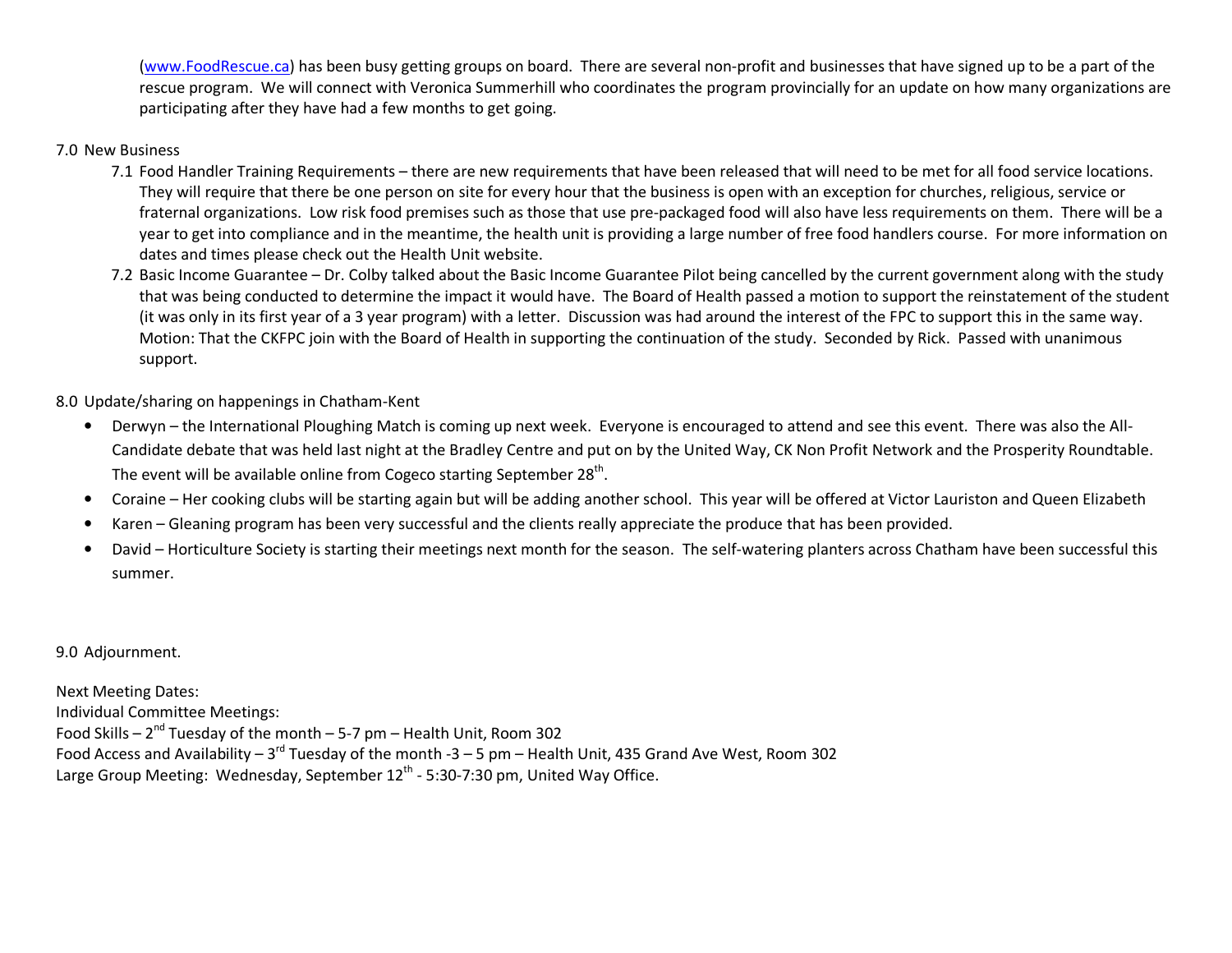(www.FoodRescue.ca) has been busy getting groups on board. There are several non-profit and businesses that have signed up to be a part of the rescue program. We will connect with Veronica Summerhill who coordinates the program provincially for an update on how many organizations are participating after they have had a few months to get going.

7.0 New Business

7.1 Food Handler Training Requirements – there are new requirements that have been released that will need to be met for all food service locations. They will require that there be one person on site for every hour that the business is open with an exception for churches, religious, service or fraternal organizations. Low risk food premises such as those that use pre-packaged food will also have less requirements on them. There will be a year to get into compliance and in the meantime, the health unit is providing a large number of free food handlers course. For more information on dates and times please check out the Health Unit website.

7.2 Basic Income Guarantee – Dr. Colby talked about the Basic Income Guarantee Pilot being cancelled by the current government along with the study that was being conducted to determine the impact it would have. The Board of Health passed a motion to support the reinstatement of the student (it was only in its first year of a 3 year program) with a letter. Discussion was had around the interest of the FPC to support this in the same way. Motion: That the CKFPC join with the Board of Health in supporting the continuation of the study. Seconded by Rick. Passed with unanimous support.

8.0 Update/sharing on happenings in Chatham-Kent

- Derwyn – the International Ploughing Match is coming up next week. Everyone is encouraged to attend and see this event. There was also the All-Candidate debate that was held last night at the Bradley Centre and put on by the United Way, CK Non Profit Network and the Prosperity Roundtable. The event will be available online from Cogeco starting September 28th.
- Coraine – Her cooking clubs will be starting again but will be adding another school. This year will be offered at Victor Lauriston and Queen Elizabeth
- Karen – Gleaning program has been very successful and the clients really appreciate the produce that has been provided.
- David – Horticulture Society is starting their meetings next month for the season. The self-watering planters across Chatham have been successful this summer.

9.0 Adjournment.

Next Meeting Dates:
Individual Committee Meetings:
Food Skills – 2nd Tuesday of the month – 5-7 pm – Health Unit, Room 302
Food Access and Availability – 3rd Tuesday of the month -3 – 5 pm – Health Unit, 435 Grand Ave West, Room 302
Large Group Meeting: Wednesday, September 12th - 5:30-7:30 pm, United Way Office.